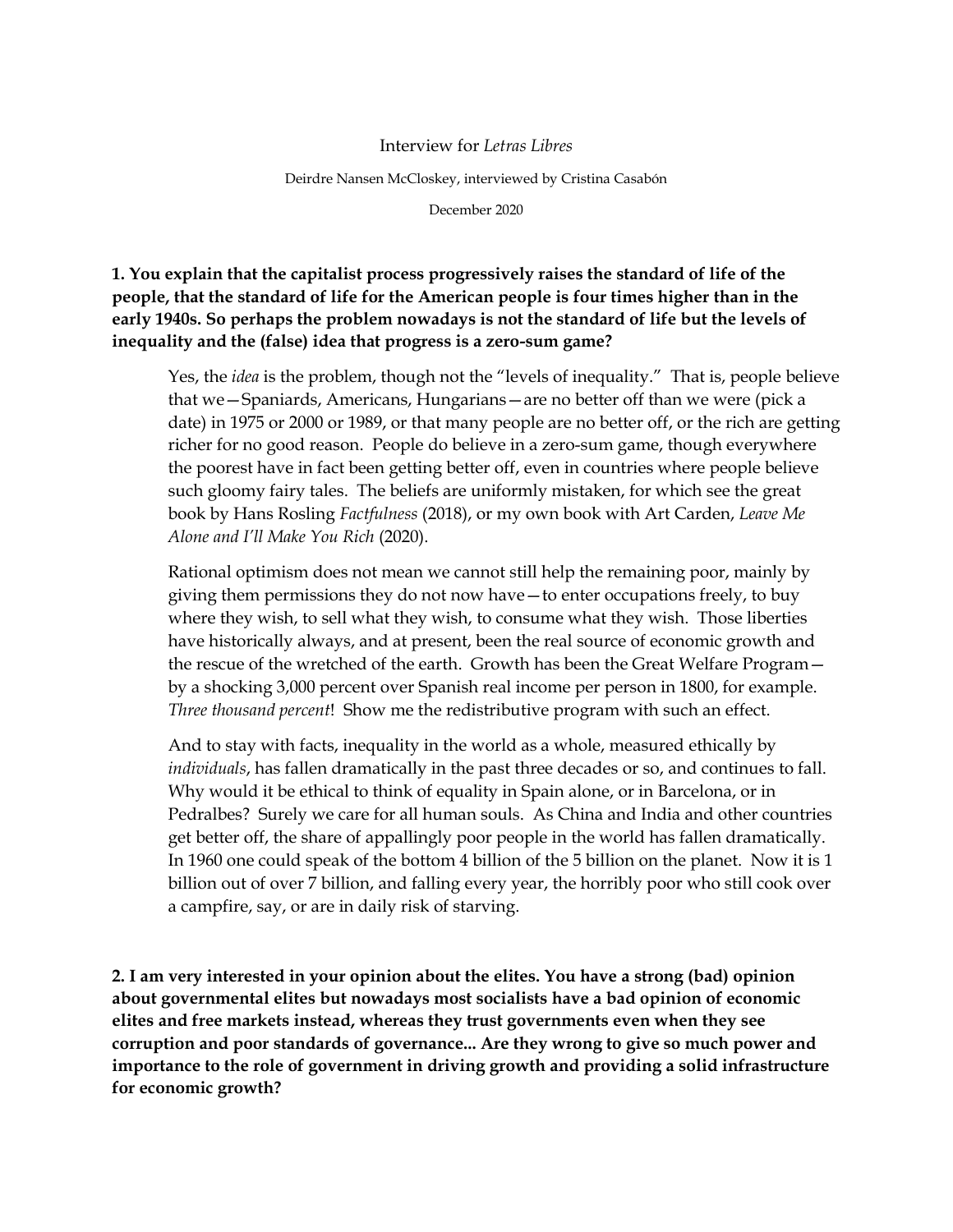Interview for *Letras Libres*

Deirdre Nansen McCloskey, interviewed by Cristina Casabón

December 2020

**1. You explain that the capitalist process progressively raises the standard of life of the people, that the standard of life for the American people is four times higher than in the early 1940s. So perhaps the problem nowadays is not the standard of life but the levels of inequality and the (false) idea that progress is a zero-sum game?**

Yes, the *idea* is the problem, though not the "levels of inequality." That is, people believe that we—Spaniards, Americans, Hungarians—are no better off than we were (pick a date) in 1975 or 2000 or 1989, or that many people are no better off, or the rich are getting richer for no good reason. People do believe in a zero-sum game, though everywhere the poorest have in fact been getting better off, even in countries where people believe such gloomy fairy tales. The beliefs are uniformly mistaken, for which see the great book by Hans Rosling *Factfulness* (2018), or my own book with Art Carden, *Leave Me Alone and I'll Make You Rich* (2020).

Rational optimism does not mean we cannot still help the remaining poor, mainly by giving them permissions they do not now have—to enter occupations freely, to buy where they wish, to sell what they wish, to consume what they wish. Those liberties have historically always, and at present, been the real source of economic growth and the rescue of the wretched of the earth. Growth has been the Great Welfare Program—by a shocking 3,000 percent over Spanish real income per person in 1800, for example. *Three thousand percent*! Show me the redistributive program with such an effect.

And to stay with facts, inequality in the world as a whole, measured ethically by *individuals*, has fallen dramatically in the past three decades or so, and continues to fall. Why would it be ethical to think of equality in Spain alone, or in Barcelona, or in Pedralbes? Surely we care for all human souls. As China and India and other countries get better off, the share of appallingly poor people in the world has fallen dramatically. In 1960 one could speak of the bottom 4 billion of the 5 billion on the planet. Now it is 1 billion out of over 7 billion, and falling every year, the horribly poor who still cook over a campfire, say, or are in daily risk of starving.

**2. I am very interested in your opinion about the elites. You have a strong (bad) opinion about governmental elites but nowadays most socialists have a bad opinion of economic elites and free markets instead, whereas they trust governments even when they see corruption and poor standards of governance... Are they wrong to give so much power and importance to the role of government in driving growth and providing a solid infrastructure for economic growth?**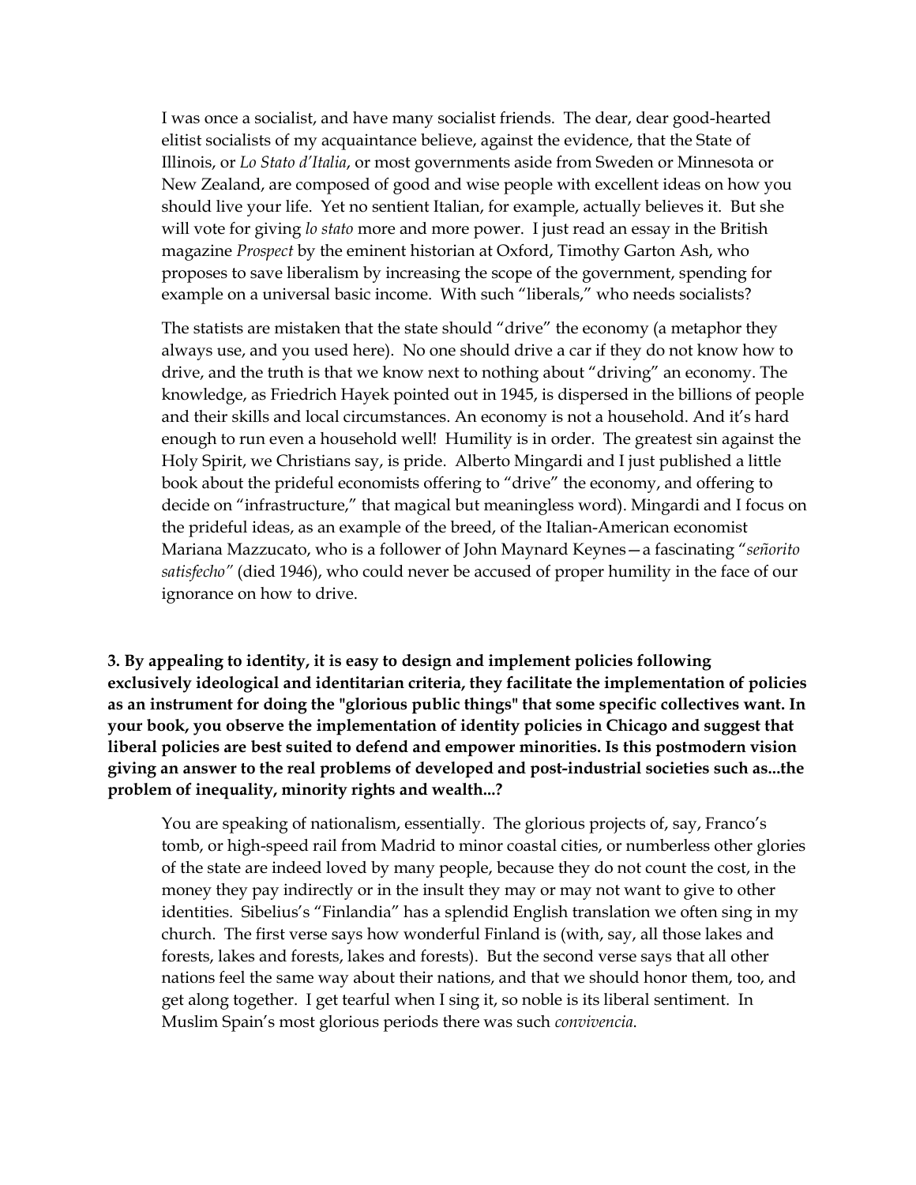I was once a socialist, and have many socialist friends. The dear, dear good-hearted elitist socialists of my acquaintance believe, against the evidence, that the State of Illinois, or *Lo Stato d'Italia*, or most governments aside from Sweden or Minnesota or New Zealand, are composed of good and wise people with excellent ideas on how you should live your life. Yet no sentient Italian, for example, actually believes it. But she will vote for giving *lo stato* more and more power. I just read an essay in the British magazine *Prospect* by the eminent historian at Oxford, Timothy Garton Ash, who proposes to save liberalism by increasing the scope of the government, spending for example on a universal basic income. With such "liberals," who needs socialists?

The statists are mistaken that the state should "drive" the economy (a metaphor they always use, and you used here). No one should drive a car if they do not know how to drive, and the truth is that we know next to nothing about "driving" an economy. The knowledge, as Friedrich Hayek pointed out in 1945, is dispersed in the billions of people and their skills and local circumstances. An economy is not a household. And it's hard enough to run even a household well! Humility is in order. The greatest sin against the Holy Spirit, we Christians say, is pride. Alberto Mingardi and I just published a little book about the prideful economists offering to "drive" the economy, and offering to decide on "infrastructure," that magical but meaningless word). Mingardi and I focus on the prideful ideas, as an example of the breed, of the Italian-American economist Mariana Mazzucato, who is a follower of John Maynard Keynes—a fascinating "*señorito satisfecho*" (died 1946), who could never be accused of proper humility in the face of our ignorance on how to drive.

**3. By appealing to identity, it is easy to design and implement policies following exclusively ideological and identitarian criteria, they facilitate the implementation of policies as an instrument for doing the "glorious public things" that some specific collectives want. In your book, you observe the implementation of identity policies in Chicago and suggest that liberal policies are best suited to defend and empower minorities. Is this postmodern vision giving an answer to the real problems of developed and post-industrial societies such as...the problem of inequality, minority rights and wealth...?**

You are speaking of nationalism, essentially. The glorious projects of, say, Franco's tomb, or high-speed rail from Madrid to minor coastal cities, or numberless other glories of the state are indeed loved by many people, because they do not count the cost, in the money they pay indirectly or in the insult they may or may not want to give to other identities. Sibelius's "Finlandia" has a splendid English translation we often sing in my church. The first verse says how wonderful Finland is (with, say, all those lakes and forests, lakes and forests, lakes and forests). But the second verse says that all other nations feel the same way about their nations, and that we should honor them, too, and get along together. I get tearful when I sing it, so noble is its liberal sentiment. In Muslim Spain's most glorious periods there was such *convivencia*.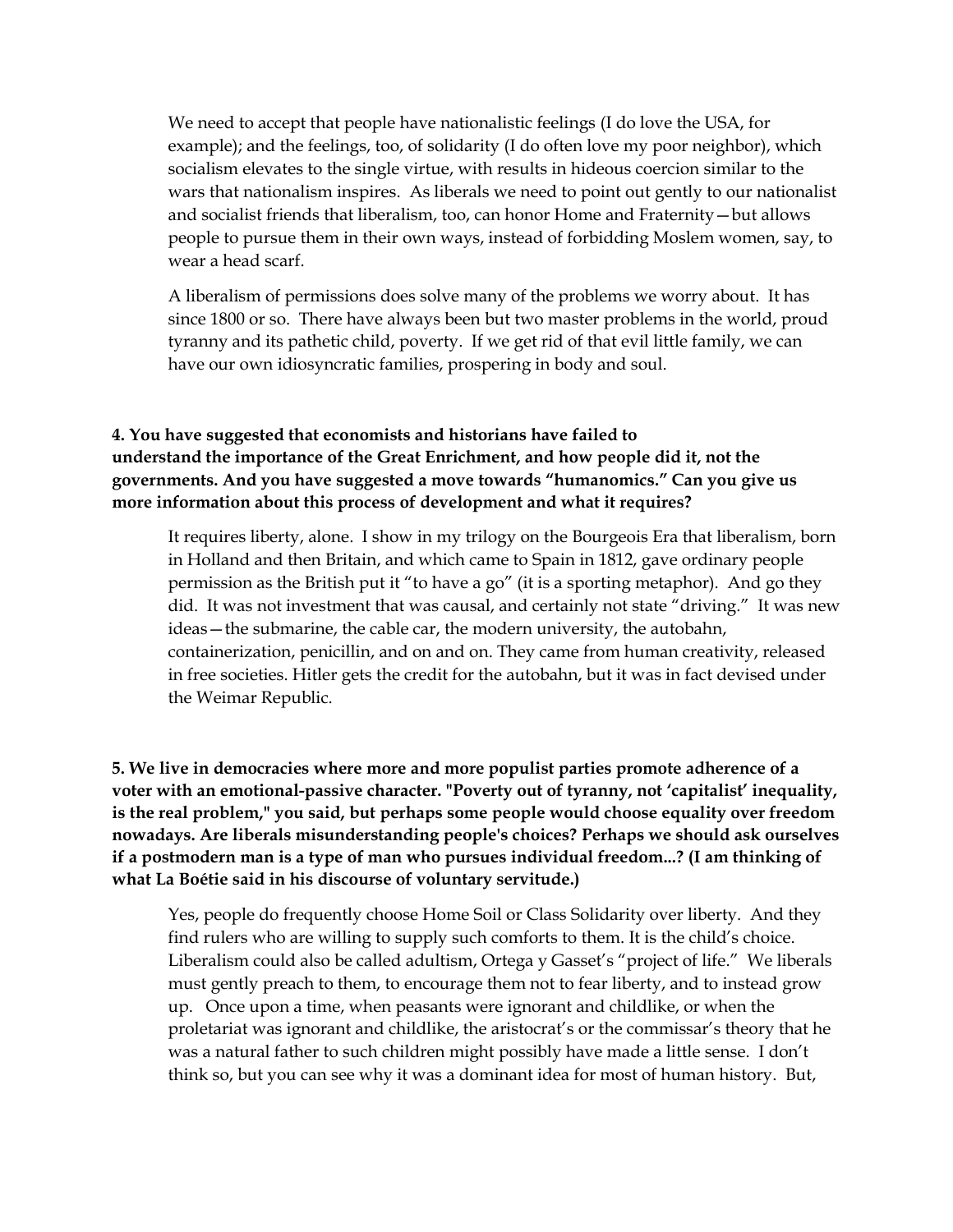We need to accept that people have nationalistic feelings (I do love the USA, for example); and the feelings, too, of solidarity (I do often love my poor neighbor), which socialism elevates to the single virtue, with results in hideous coercion similar to the wars that nationalism inspires. As liberals we need to point out gently to our nationalist and socialist friends that liberalism, too, can honor Home and Fraternity—but allows people to pursue them in their own ways, instead of forbidding Moslem women, say, to wear a head scarf.

A liberalism of permissions does solve many of the problems we worry about. It has since 1800 or so. There have always been but two master problems in the world, proud tyranny and its pathetic child, poverty. If we get rid of that evil little family, we can have our own idiosyncratic families, prospering in body and soul.

**4. You have suggested that economists and historians have failed to understand the importance of the Great Enrichment, and how people did it, not the governments. And you have suggested a move towards "humanomics." Can you give us more information about this process of development and what it requires?**

It requires liberty, alone. I show in my trilogy on the Bourgeois Era that liberalism, born in Holland and then Britain, and which came to Spain in 1812, gave ordinary people permission as the British put it "to have a go" (it is a sporting metaphor). And go they did. It was not investment that was causal, and certainly not state "driving." It was new ideas—the submarine, the cable car, the modern university, the autobahn, containerization, penicillin, and on and on. They came from human creativity, released in free societies. Hitler gets the credit for the autobahn, but it was in fact devised under the Weimar Republic.

**5. We live in democracies where more and more populist parties promote adherence of a voter with an emotional-passive character. "Poverty out of tyranny, not 'capitalist' inequality, is the real problem," you said, but perhaps some people would choose equality over freedom nowadays. Are liberals misunderstanding people's choices? Perhaps we should ask ourselves if a postmodern man is a type of man who pursues individual freedom...? (I am thinking of what La Boétie said in his discourse of voluntary servitude.)**

Yes, people do frequently choose Home Soil or Class Solidarity over liberty. And they find rulers who are willing to supply such comforts to them. It is the child's choice. Liberalism could also be called adultism, Ortega y Gasset's "project of life." We liberals must gently preach to them, to encourage them not to fear liberty, and to instead grow up. Once upon a time, when peasants were ignorant and childlike, or when the proletariat was ignorant and childlike, the aristocrat's or the commissar's theory that he was a natural father to such children might possibly have made a little sense. I don't think so, but you can see why it was a dominant idea for most of human history. But,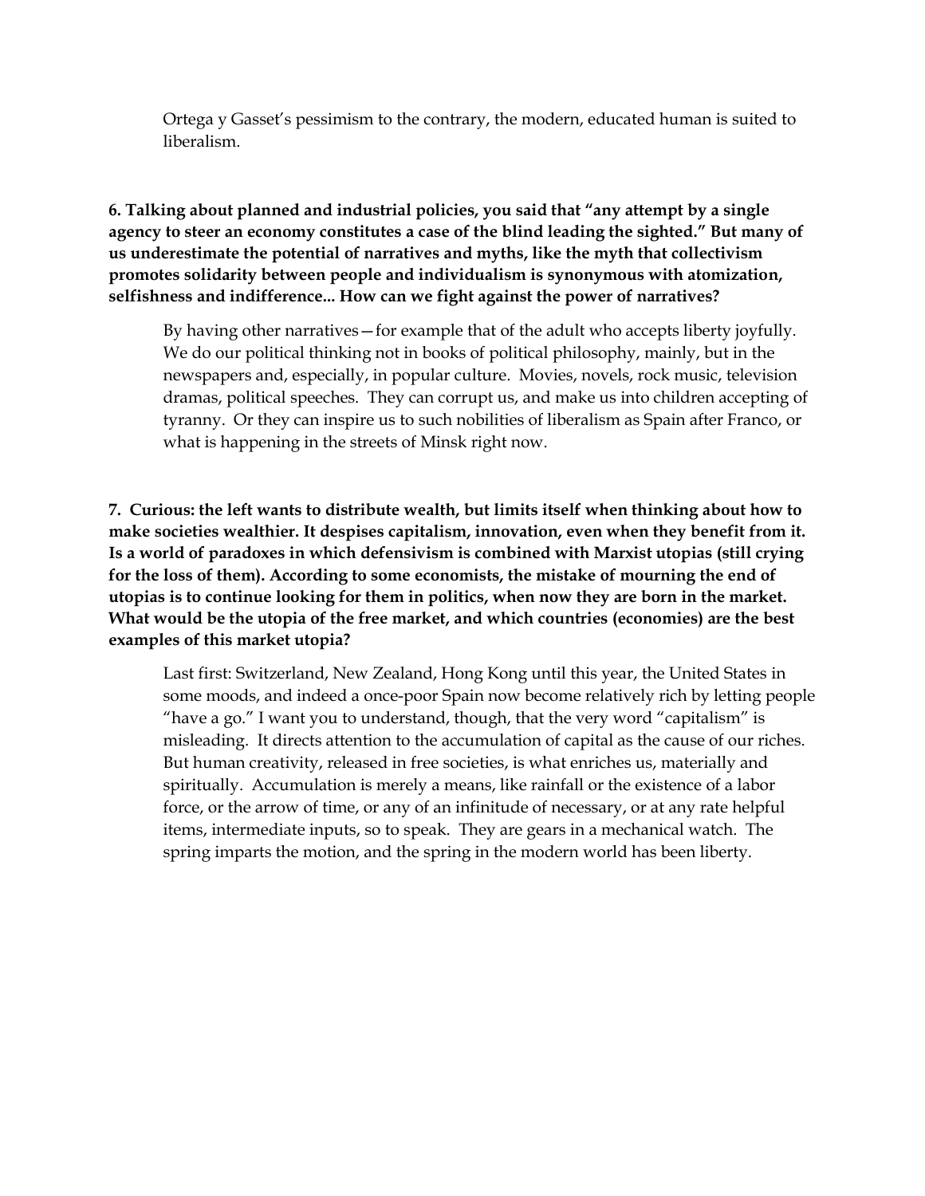Ortega y Gasset's pessimism to the contrary, the modern, educated human is suited to liberalism.

**6. Talking about planned and industrial policies, you said that "any attempt by a single agency to steer an economy constitutes a case of the blind leading the sighted." But many of us underestimate the potential of narratives and myths, like the myth that collectivism promotes solidarity between people and individualism is synonymous with atomization, selfishness and indifference... How can we fight against the power of narratives?**

By having other narratives—for example that of the adult who accepts liberty joyfully. We do our political thinking not in books of political philosophy, mainly, but in the newspapers and, especially, in popular culture. Movies, novels, rock music, television dramas, political speeches. They can corrupt us, and make us into children accepting of tyranny. Or they can inspire us to such nobilities of liberalism as Spain after Franco, or what is happening in the streets of Minsk right now.

**7. Curious: the left wants to distribute wealth, but limits itself when thinking about how to make societies wealthier. It despises capitalism, innovation, even when they benefit from it. Is a world of paradoxes in which defensivism is combined with Marxist utopias (still crying for the loss of them). According to some economists, the mistake of mourning the end of utopias is to continue looking for them in politics, when now they are born in the market. What would be the utopia of the free market, and which countries (economies) are the best examples of this market utopia?**

Last first: Switzerland, New Zealand, Hong Kong until this year, the United States in some moods, and indeed a once-poor Spain now become relatively rich by letting people "have a go." I want you to understand, though, that the very word "capitalism" is misleading. It directs attention to the accumulation of capital as the cause of our riches. But human creativity, released in free societies, is what enriches us, materially and spiritually. Accumulation is merely a means, like rainfall or the existence of a labor force, or the arrow of time, or any of an infinitude of necessary, or at any rate helpful items, intermediate inputs, so to speak. They are gears in a mechanical watch. The spring imparts the motion, and the spring in the modern world has been liberty.